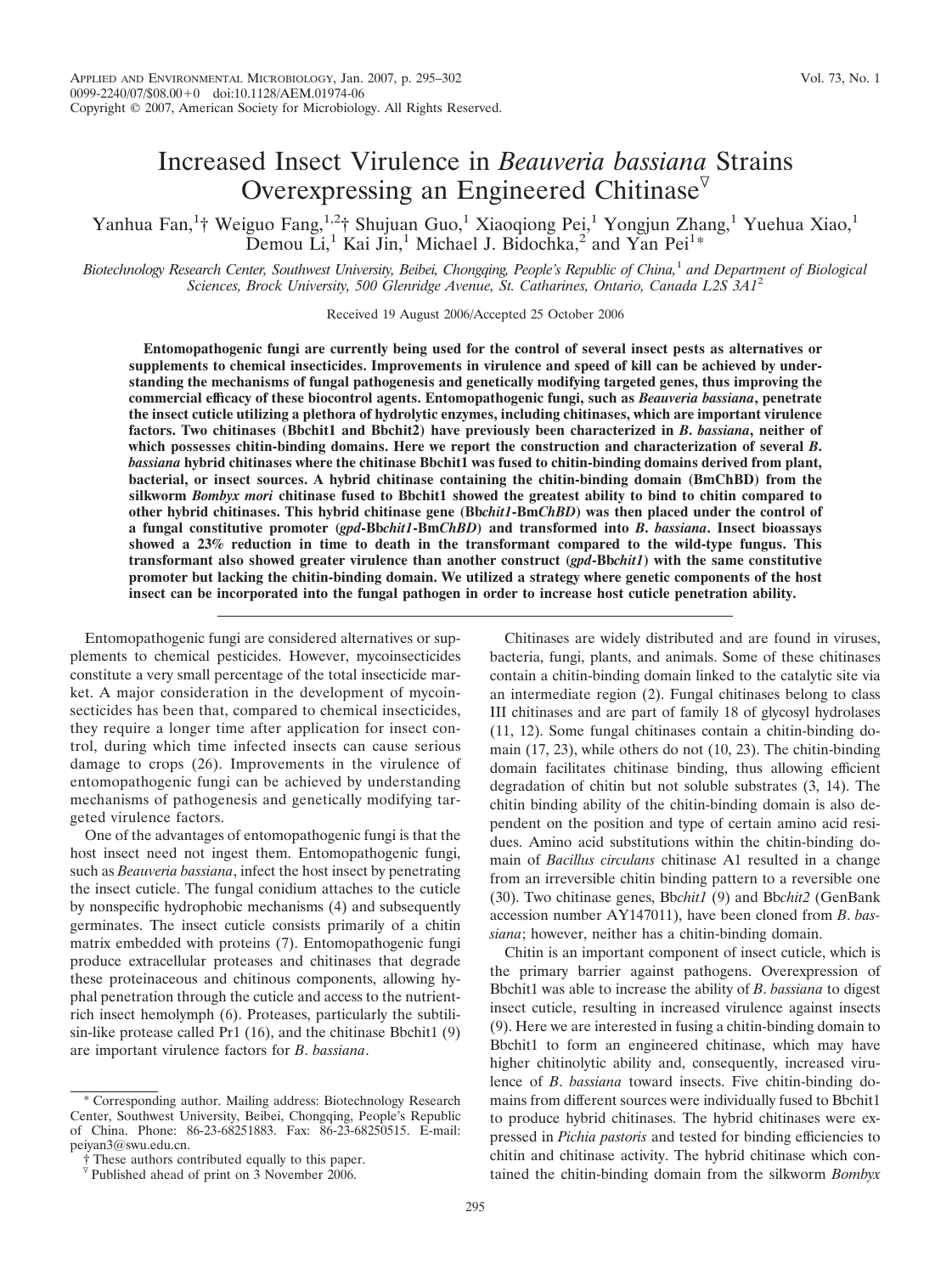# Increased Insect Virulence in *Beauveria bassiana* Strains Overexpressing an Engineered Chitinase

Yanhua Fan,[1]† Weiguo Fang,[1,2]† Shujuan Guo,[1] Xiaoqiong Pei,[1] Yongjun Zhang,[1] Yuehua Xiao,[1] Demou Li,[1] Kai Jin,[1] Michael J. Bidochka,[2] and Yan Pei[1]*

*Biotechnology Research Center, Southwest University, Beibei, Chongqing, People's Republic of China,[1] and Department of Biological Sciences, Brock University, 500 Glenridge Avenue, St. Catharines, Ontario, Canada L2S 3A1[2]*

Received 19 August 2006/Accepted 25 October 2006

**Entomopathogenic fungi are currently being used for the control of several insect pests as alternatives or supplements to chemical insecticides. Improvements in virulence and speed of kill can be achieved by understanding the mechanisms of fungal pathogenesis and genetically modifying targeted genes, thus improving the commercial efficacy of these biocontrol agents. Entomopathogenic fungi, such as *Beauveria bassiana*, penetrate the insect cuticle utilizing a plethora of hydrolytic enzymes, including chitinases, which are important virulence factors. Two chitinases (Bbchit1 and Bbchit2) have previously been characterized in *B. bassiana*, neither of which possesses chitin-binding domains. Here we report the construction and characterization of several *B. bassiana* hybrid chitinases where the chitinase Bbchit1 was fused to chitin-binding domains derived from plant, bacterial, or insect sources. A hybrid chitinase containing the chitin-binding domain (BmChBD) from the silkworm *Bombyx mori* chitinase fused to Bbchit1 showed the greatest ability to bind to chitin compared to other hybrid chitinases. This hybrid chitinase gene (Bb*chit1*-Bm*ChBD*) was then placed under the control of a fungal constitutive promoter (*gpd*-Bb*chit1*-Bm*ChBD*) and transformed into *B. bassiana*. Insect bioassays showed a 23% reduction in time to death in the transformant compared to the wild-type fungus. This transformant also showed greater virulence than another construct (*gpd*-Bb*chit1*) with the same constitutive promoter but lacking the chitin-binding domain. We utilized a strategy where genetic components of the host insect can be incorporated into the fungal pathogen in order to increase host cuticle penetration ability.**

Entomopathogenic fungi are considered alternatives or supplements to chemical pesticides. However, mycoinsecticides constitute a very small percentage of the total insecticide market. A major consideration in the development of mycoinsecticides has been that, compared to chemical insecticides, they require a longer time after application for insect control, during which time infected insects can cause serious damage to crops (26). Improvements in the virulence of entomopathogenic fungi can be achieved by understanding mechanisms of pathogenesis and genetically modifying targeted virulence factors.

One of the advantages of entomopathogenic fungi is that the host insect need not ingest them. Entomopathogenic fungi, such as *Beauveria bassiana*, infect the host insect by penetrating the insect cuticle. The fungal conidium attaches to the cuticle by nonspecific hydrophobic mechanisms (4) and subsequently germinates. The insect cuticle consists primarily of a chitin matrix embedded with proteins (7). Entomopathogenic fungi produce extracellular proteases and chitinases that degrade these proteinaceous and chitinous components, allowing hyphal penetration through the cuticle and access to the nutrient-rich insect hemolymph (6). Proteases, particularly the subtilisin-like protease called Pr1 (16), and the chitinase Bbchit1 (9) are important virulence factors for *B. bassiana*.

Chitinases are widely distributed and are found in viruses, bacteria, fungi, plants, and animals. Some of these chitinases contain a chitin-binding domain linked to the catalytic site via an intermediate region (2). Fungal chitinases belong to class III chitinases and are part of family 18 of glycosyl hydrolases (11, 12). Some fungal chitinases contain a chitin-binding domain (17, 23), while others do not (10, 23). The chitin-binding domain facilitates chitinase binding, thus allowing efficient degradation of chitin but not soluble substrates (3, 14). The chitin binding ability of the chitin-binding domain is also dependent on the position and type of certain amino acid residues. Amino acid substitutions within the chitin-binding domain of *Bacillus circulans* chitinase A1 resulted in a change from an irreversible chitin binding pattern to a reversible one (30). Two chitinase genes, Bb*chit1* (9) and Bb*chit2* (GenBank accession number AY147011), have been cloned from *B. bassiana*; however, neither has a chitin-binding domain.

Chitin is an important component of insect cuticle, which is the primary barrier against pathogens. Overexpression of Bbchit1 was able to increase the ability of *B. bassiana* to digest insect cuticle, resulting in increased virulence against insects (9). Here we are interested in fusing a chitin-binding domain to Bbchit1 to form an engineered chitinase, which may have higher chitinolytic ability and, consequently, increased virulence of *B. bassiana* toward insects. Five chitin-binding domains from different sources were individually fused to Bbchit1 to produce hybrid chitinases. The hybrid chitinases were expressed in *Pichia pastoris* and tested for binding efficiencies to chitin and chitinase activity. The hybrid chitinase which contained the chitin-binding domain from the silkworm *Bombyx*

\* Corresponding author. Mailing address: Biotechnology Research Center, Southwest University, Beibei, Chongqing, People's Republic of China. Phone: 86-23-68251883. Fax: 86-23-68250515. E-mail: peiyan3@swu.edu.cn.

† These authors contributed equally to this paper.

▽ Published ahead of print on 3 November 2006.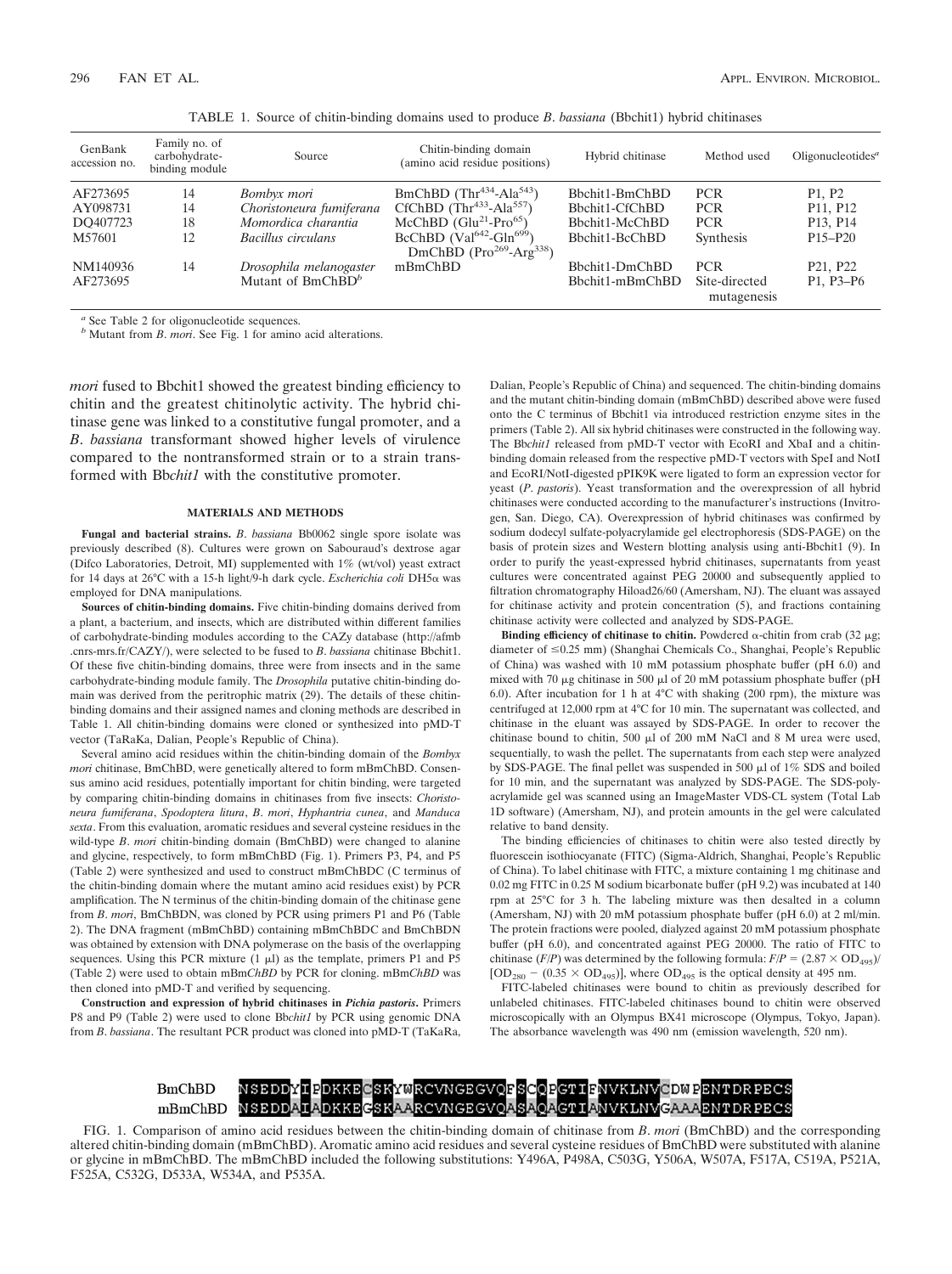TABLE 1. Source of chitin-binding domains used to produce *B. bassiana* (Bbchit1) hybrid chitinases

| GenBank accession no. | Family no. of carbohydrate-binding module | Source | Chitin-binding domain (amino acid residue positions) | Hybrid chitinase | Method used | Oligonucleotides[a] |
|---|---|---|---|---|---|---|
| AF273695 | 14 | *Bombyx mori* | BmChBD (Thr[434]-Ala[543]) | Bbchit1-BmChBD | PCR | P1, P2 |
| AY098731 | 14 | *Choristoneura fumiferana* | CfChBD (Thr[433]-Ala[557]) | Bbchit1-CfChBD | PCR | P11, P12 |
| DQ407723 | 18 | *Momordica charantia* | McChBD (Glu[21]-Pro[65]) | Bbchit1-McChBD | PCR | P13, P14 |
| M57601 | 12 | *Bacillus circulans* | BcChBD (Val[642]-Gln[699]) | Bbchit1-BcChBD | Synthesis | P15–P20 |
| NM140936 | 14 | *Drosophila melanogaster* | DmChBD (Pro[269]-Arg[338]) | Bbchit1-DmChBD | PCR | P21, P22 |
| AF273695 | | Mutant of BmChBD[b] | mBmChBD | Bbchit1-mBmChBD | Site-directed mutagenesis | P1, P3–P6 |

[a] See Table 2 for oligonucleotide sequences.
[b] Mutant from *B. mori*. See Fig. 1 for amino acid alterations.

*mori* fused to Bbchit1 showed the greatest binding efficiency to chitin and the greatest chitinolytic activity. The hybrid chitinase gene was linked to a constitutive fungal promoter, and a *B. bassiana* transformant showed higher levels of virulence compared to the nontransformed strain or to a strain transformed with Bb*chit1* with the constitutive promoter.

## MATERIALS AND METHODS

**Fungal and bacterial strains.** *B. bassiana* Bb0062 single spore isolate was previously described (8). Cultures were grown on Sabouraud's dextrose agar (Difco Laboratories, Detroit, MI) supplemented with 1% (wt/vol) yeast extract for 14 days at 26°C with a 15-h light/9-h dark cycle. *Escherichia coli* DH5α was employed for DNA manipulations.

**Sources of chitin-binding domains.** Five chitin-binding domains derived from a plant, a bacterium, and insects, which are distributed within different families of carbohydrate-binding modules according to the CAZy database (http://afmb.cnrs-mrs.fr/CAZY/), were selected to be fused to *B. bassiana* chitinase Bbchit1. Of these five chitin-binding domains, three were from insects and in the same carbohydrate-binding module family. The *Drosophila* putative chitin-binding domain was derived from the peritrophic matrix (29). The details of these chitin-binding domains and their assigned names and cloning methods are described in Table 1. All chitin-binding domains were cloned or synthesized into pMD-T vector (TaRaKa, Dalian, People's Republic of China).

Several amino acid residues within the chitin-binding domain of the *Bombyx mori* chitinase, BmChBD, were genetically altered to form mBmChBD. Consensus amino acid residues, potentially important for chitin binding, were targeted by comparing chitin-binding domains in chitinases from five insects: *Choristoneura fumiferana*, *Spodoptera litura*, *B. mori*, *Hyphantria cunea*, and *Manduca sexta*. From this evaluation, aromatic residues and several cysteine residues in the wild-type *B. mori* chitin-binding domain (BmChBD) were changed to alanine and glycine, respectively, to form mBmChBD (Fig. 1). Primers P3, P4, and P5 (Table 2) were synthesized and used to construct mBmChBDC (C terminus of the chitin-binding domain where the mutant amino acid residues exist) by PCR amplification. The N terminus of the chitin-binding domain of the chitinase gene from *B. mori*, BmChBDN, was cloned by PCR using primers P1 and P6 (Table 2). The DNA fragment (mBmChBD) containing mBmChBDC and BmChBDN was obtained by extension with DNA polymerase on the basis of the overlapping sequences. Using this PCR mixture (1 μl) as the template, primers P1 and P5 (Table 2) were used to obtain mBm*ChBD* by PCR for cloning. mBm*ChBD* was then cloned into pMD-T and verified by sequencing.

**Construction and expression of hybrid chitinases in *Pichia pastoris*.** Primers P8 and P9 (Table 2) were used to clone Bb*chit1* by PCR using genomic DNA from *B. bassiana*. The resultant PCR product was cloned into pMD-T (TaKaRa, Dalian, People's Republic of China) and sequenced. The chitin-binding domains and the mutant chitin-binding domain (mBmChBD) described above were fused onto the C terminus of Bbchit1 via introduced restriction enzyme sites in the primers (Table 2). All six hybrid chitinases were constructed in the following way. The Bb*chit1* released from pMD-T vector with EcoRI and XbaI and a chitin-binding domain released from the respective pMD-T vectors with SpeI and NotI and EcoRI/NotI-digested pPIK9K were ligated to form an expression vector for yeast (*P. pastoris*). Yeast transformation and the overexpression of all hybrid chitinases were conducted according to the manufacturer's instructions (Invitrogen, San. Diego, CA). Overexpression of hybrid chitinases was confirmed by sodium dodecyl sulfate-polyacrylamide gel electrophoresis (SDS-PAGE) on the basis of protein sizes and Western blotting analysis using anti-Bbchit1 (9). In order to purify the yeast-expressed hybrid chitinases, supernatants from yeast cultures were concentrated against PEG 20000 and subsequently applied to filtration chromatography Hiload26/60 (Amersham, NJ). The eluant was assayed for chitinase activity and protein concentration (5), and fractions containing chitinase activity were collected and analyzed by SDS-PAGE.

**Binding efficiency of chitinase to chitin.** Powdered α-chitin from crab (32 μg; diameter of ≤0.25 mm) (Shanghai Chemicals Co., Shanghai, People's Republic of China) was washed with 10 mM potassium phosphate buffer (pH 6.0) and mixed with 70 μg chitinase in 500 μl of 20 mM potassium phosphate buffer (pH 6.0). After incubation for 1 h at 4°C with shaking (200 rpm), the mixture was centrifuged at 12,000 rpm at 4°C for 10 min. The supernatant was collected, and chitinase in the eluant was assayed by SDS-PAGE. In order to recover the chitinase bound to chitin, 500 μl of 200 mM NaCl and 8 M urea were used, sequentially, to wash the pellet. The supernatants from each step were analyzed by SDS-PAGE. The final pellet was suspended in 500 μl of 1% SDS and boiled for 10 min, and the supernatant was analyzed by SDS-PAGE. The SDS-polyacrylamide gel was scanned using an ImageMaster VDS-CL system (Total Lab 1D software) (Amersham, NJ), and protein amounts in the gel were calculated relative to band density.

The binding efficiencies of chitinases to chitin were also tested directly by fluorescein isothiocyanate (FITC) (Sigma-Aldrich, Shanghai, People's Republic of China). To label chitinase with FITC, a mixture containing 1 mg chitinase and 0.02 mg FITC in 0.25 M sodium bicarbonate buffer (pH 9.2) was incubated at 140 rpm at 25°C for 3 h. The labeling mixture was then desalted in a column (Amersham, NJ) with 20 mM potassium phosphate buffer (pH 6.0) at 2 ml/min. The protein fractions were pooled, dialyzed against 20 mM potassium phosphate buffer (pH 6.0), and concentrated against PEG 20000. The ratio of FITC to chitinase ($F/P$) was determined by the following formula: $F/P = (2.87 \times OD_{495})/[OD_{280} - (0.35 \times OD_{495})]$, where $OD_{495}$ is the optical density at 495 nm.

FITC-labeled chitinases were bound to chitin as previously described for unlabeled chitinases. FITC-labeled chitinases bound to chitin were observed microscopically with an Olympus BX41 microscope (Olympus, Tokyo, Japan). The absorbance wavelength was 490 nm (emission wavelength, 520 nm).

```
BmChBD   NSEDDYIPDKKECSKYWRCVNGEGVQFSCQPGTIFNVKLNVCDWPENTDRPECS
mBmChBD  NSEDDAIADKKEGSKAARCVNGEGVQASAQAGTIANVKLNVGAAAENTDRPECS
```

FIG. 1. Comparison of amino acid residues between the chitin-binding domain of chitinase from *B. mori* (BmChBD) and the corresponding altered chitin-binding domain (mBmChBD). Aromatic amino acid residues and several cysteine residues of BmChBD were substituted with alanine or glycine in mBmChBD. The mBmChBD included the following substitutions: Y496A, P498A, C503G, Y506A, W507A, F517A, C519A, P521A, F525A, C532G, D533A, W534A, and P535A.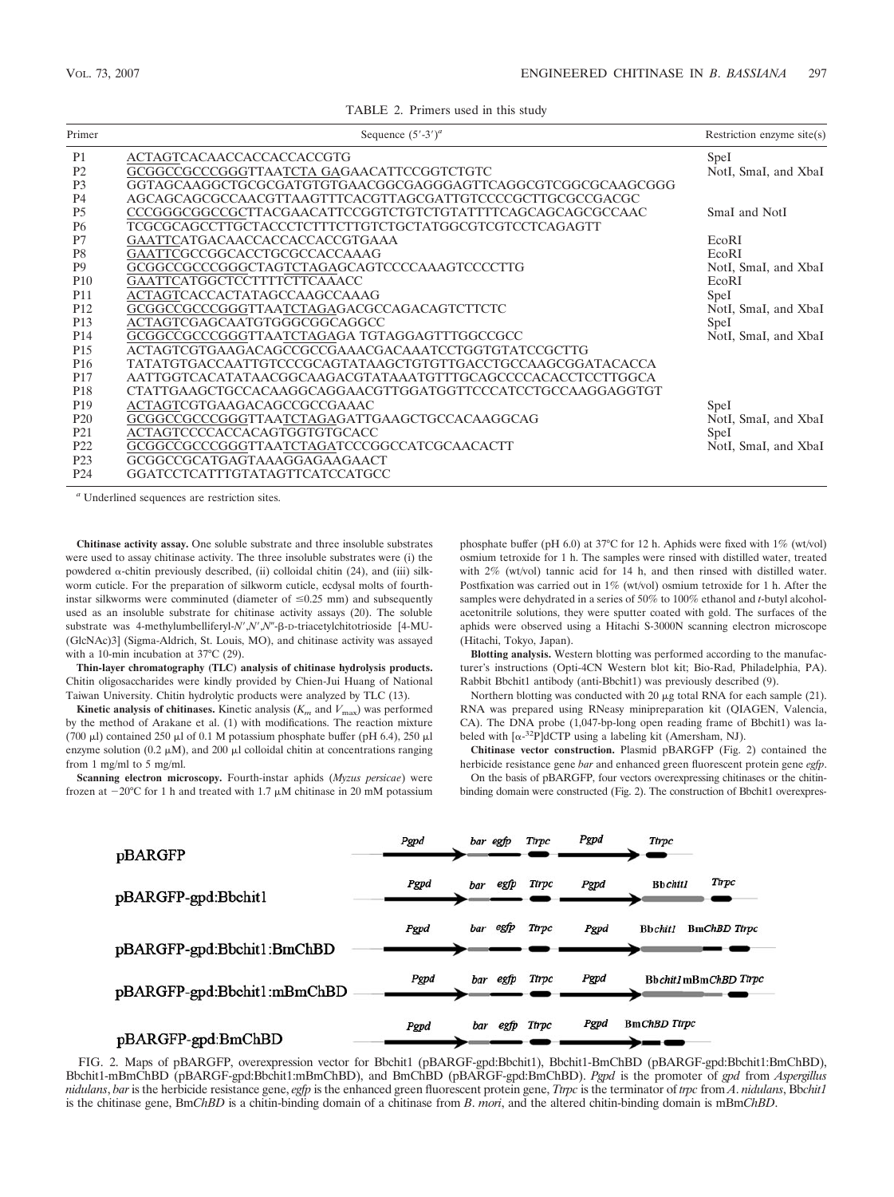TABLE 2. Primers used in this study

| Primer | Sequence (5′-3′)[a] | Restriction enzyme site(s) |
|---|---|---|
| P1 | ACTAGTCACAACCACCACCACCGTG | SpeI |
| P2 | GCGGCCGCCCGGGTTAATCTA GAGAACATTCCGGTCTGTC | NotI, SmaI, and XbaI |
| P3 | GGTAGCAAGGCTGCGCGATGTGTGAACGGCGAGGGAGTTCAGGCGTCGGCGCAAGCGGG | |
| P4 | AGCAGCAGCGCCAACGTTAAGTTTCACGTTAGCGATTGTCCCCGCTTGCGCCGACGC | |
| P5 | CCCGGGCGGCCGCTTACGAACATTCCGGTCTGTCTGTATTTTCAGCAGCAGCGCCAAC | SmaI and NotI |
| P6 | TCGCGCAGCCTTGCTACCCTCTTTCTTGTCTGCTATGGCGTCGTCCTCAGAGTT | |
| P7 | GAATTCATGACAACCACCACCACCGTGAAA | EcoRI |
| P8 | GAATTCGCCGGCACCTGCGCCACCAAAG | EcoRI |
| P9 | GCGGCCGCCCGGGCTAGTCTAGAGCAGTCCCCAAAGTCCCCTTG | NotI, SmaI, and XbaI |
| P10 | GAATTCATGGCTCCTTTTCTTCAAACC | EcoRI |
| P11 | ACTAGTCACCACTATAGCCAAGCCAAAG | SpeI |
| P12 | GCGGCCGCCCGGGTTAATCTAGAGACGCCAGACAGTCTTCTC | NotI, SmaI, and XbaI |
| P13 | ACTAGTCGAGCAATGTGGGCGGCAGGCC | SpeI |
| P14 | GCGGCCGCCCGGGTTAATCTAGAGA TGTAGGAGTTTGGCCGCC | NotI, SmaI, and XbaI |
| P15 | ACTAGTCGTGAAGACAGCCGCCGAAACGACAAATCCTGGTGTATCCGCTTG | |
| P16 | TATATGTGACCAATTGTCCCGCAGTATAAGCTGTGTTGACCTGCCAAGCGGATACACCA | |
| P17 | AATTGGTCACATATAACGGCAAGACGTATAAATGTTTGCAGCCCCACACCTCCTTGGCA | |
| P18 | CTATTGAAGCTGCCACAAGGCAGGAACGTTGGATGGTTCCCATCCTGCCAAGGAGGTGT | |
| P19 | ACTAGTCGTGAAGACAGCCGCCGAAAC | SpeI |
| P20 | GCGGCCGCCCGGGTTAATCTAGAGATTGAAGCTGCCACAAGGCAG | NotI, SmaI, and XbaI |
| P21 | ACTAGTCCCCACCACAGTGGTGTGCACC | SpeI |
| P22 | GCGGCCGCCCGGGTTAATCTAGATCCCGGCCATCGCAACACTT | NotI, SmaI, and XbaI |
| P23 | GCGGCCGCATGAGTAAAGGAGAAGAACT | |
| P24 | GGATCCTCATTTGTATAGTTCATCCATGCC | |

[a] Underlined sequences are restriction sites.

**Chitinase activity assay.** One soluble substrate and three insoluble substrates were used to assay chitinase activity. The three insoluble substrates were (i) the powdered α-chitin previously described, (ii) colloidal chitin (24), and (iii) silkworm cuticle. For the preparation of silkworm cuticle, ecdysal molts of fourth-instar silkworms were comminuted (diameter of ≤0.25 mm) and subsequently used as an insoluble substrate for chitinase activity assays (20). The soluble substrate was 4-methylumbelliferyl-*N*′,*N*′,*N*″-β-D-triacetylchitotrioside [4-MU-(GlcNAc)3] (Sigma-Aldrich, St. Louis, MO), and chitinase activity was assayed with a 10-min incubation at 37°C (29).

**Thin-layer chromatography (TLC) analysis of chitinase hydrolysis products.** Chitin oligosaccharides were kindly provided by Chien-Jui Huang of National Taiwan University. Chitin hydrolytic products were analyzed by TLC (13).

**Kinetic analysis of chitinases.** Kinetic analysis ($K_m$ and $V_{max}$) was performed by the method of Arakane et al. (1) with modifications. The reaction mixture (700 μl) contained 250 μl of 0.1 M potassium phosphate buffer (pH 6.4), 250 μl enzyme solution (0.2 μM), and 200 μl colloidal chitin at concentrations ranging from 1 mg/ml to 5 mg/ml.

**Scanning electron microscopy.** Fourth-instar aphids (*Myzus persicae*) were frozen at −20°C for 1 h and treated with 1.7 μM chitinase in 20 mM potassium phosphate buffer (pH 6.0) at 37°C for 12 h. Aphids were fixed with 1% (wt/vol) osmium tetroxide for 1 h. The samples were rinsed with distilled water, treated with 2% (wt/vol) tannic acid for 14 h, and then rinsed with distilled water. Postfixation was carried out in 1% (wt/vol) osmium tetroxide for 1 h. After the samples were dehydrated in a series of 50% to 100% ethanol and *t*-butyl alcohol-acetonitrile solutions, they were sputter coated with gold. The surfaces of the aphids were observed using a Hitachi S-3000N scanning electron microscope (Hitachi, Tokyo, Japan).

**Blotting analysis.** Western blotting was performed according to the manufacturer's instructions (Opti-4CN Western blot kit; Bio-Rad, Philadelphia, PA). Rabbit Bbchit1 antibody (anti-Bbchit1) was previously described (9).

Northern blotting was conducted with 20 μg total RNA for each sample (21). RNA was prepared using RNeasy minipreparation kit (QIAGEN, Valencia, CA). The DNA probe (1,047-bp-long open reading frame of Bbchit1) was labeled with [α-$^{32}$P]dCTP using a labeling kit (Amersham, NJ).

**Chitinase vector construction.** Plasmid pBARGFP (Fig. 2) contained the herbicide resistance gene *bar* and enhanced green fluorescent protein gene *egfp*.

On the basis of pBARGFP, four vectors overexpressing chitinases or the chitin-binding domain were constructed (Fig. 2). The construction of Bbchit1 overexpres-

FIG. 2. Maps of pBARGFP, overexpression vector for Bbchit1 (pBARGF-gpd:Bbchit1), Bbchit1-BmChBD (pBARGF-gpd:Bbchit1:BmChBD), Bbchit1-mBmChBD (pBARGF-gpd:Bbchit1:mBmChBD), and BmChBD (pBARGF-gpd:BmChBD). *Pgpd* is the promoter of *gpd* from *Aspergillus nidulans*, *bar* is the herbicide resistance gene, *egfp* is the enhanced green fluorescent protein gene, *Ttrpc* is the terminator of *trpc* from *A. nidulans*, Bb*chit1* is the chitinase gene, Bm*ChBD* is a chitin-binding domain of a chitinase from *B. mori*, and the altered chitin-binding domain is mBm*ChBD*.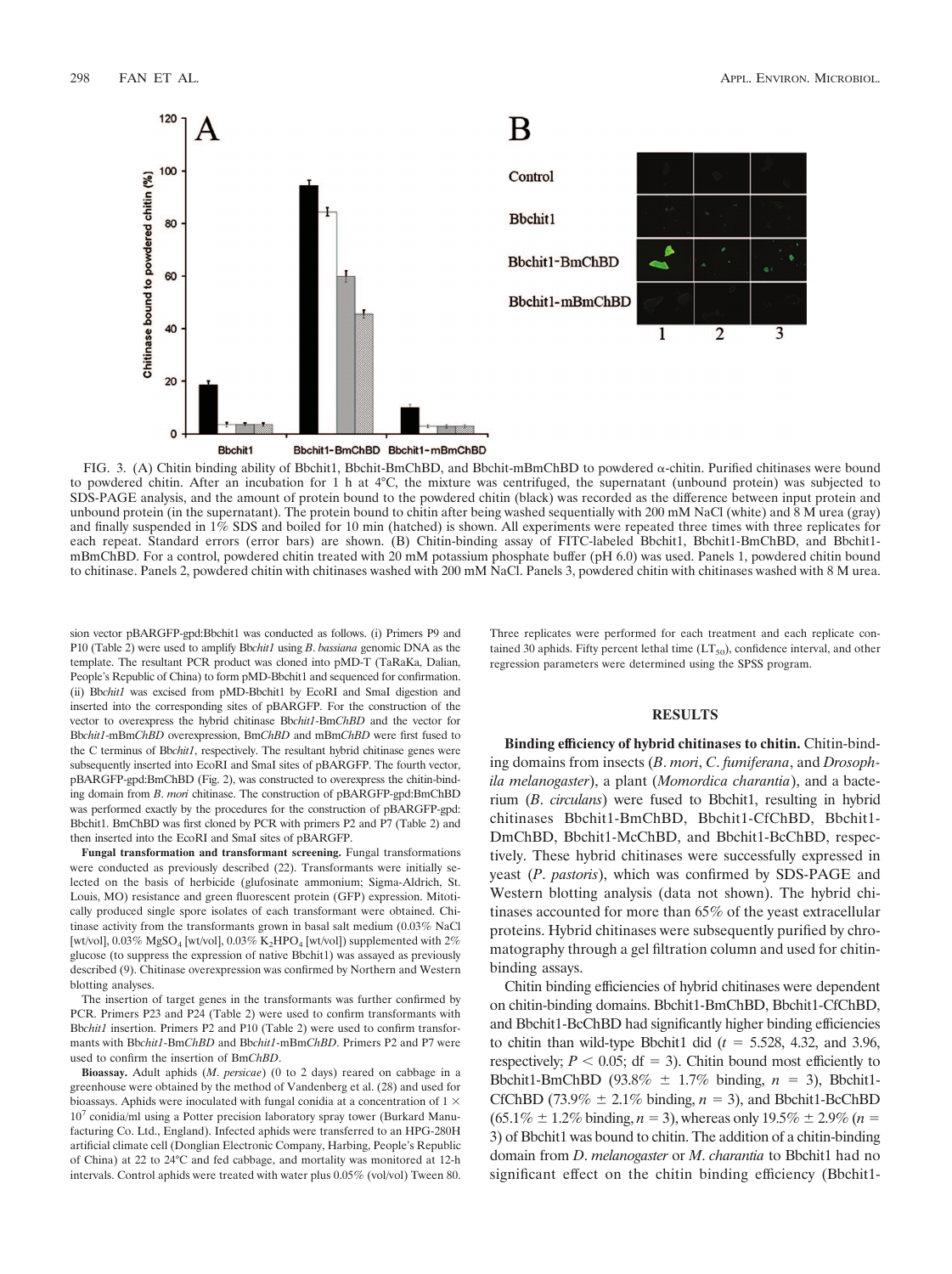FIG. 3. (A) Chitin binding ability of Bbchit1, Bbchit-BmChBD, and Bbchit-mBmChBD to powdered α-chitin. Purified chitinases were bound to powdered chitin. After an incubation for 1 h at 4°C, the mixture was centrifuged, the supernatant (unbound protein) was subjected to SDS-PAGE analysis, and the amount of protein bound to the powdered chitin (black) was recorded as the difference between input protein and unbound protein (in the supernatant). The protein bound to chitin after being washed sequentially with 200 mM NaCl (white) and 8 M urea (gray) and finally suspended in 1% SDS and boiled for 10 min (hatched) is shown. All experiments were repeated three times with three replicates for each repeat. Standard errors (error bars) are shown. (B) Chitin-binding assay of FITC-labeled Bbchit1, Bbchit1-BmChBD, and Bbchit1-mBmChBD. For a control, powdered chitin treated with 20 mM potassium phosphate buffer (pH 6.0) was used. Panels 1, powdered chitin bound to chitinase. Panels 2, powdered chitin with chitinases washed with 200 mM NaCl. Panels 3, powdered chitin with chitinases washed with 8 M urea.

sion vector pBARGFP-gpd:Bbchit1 was conducted as follows. (i) Primers P9 and P10 (Table 2) were used to amplify Bb*chit1* using *B. bassiana* genomic DNA as the template. The resultant PCR product was cloned into pMD-T (TaRaKa, Dalian, People's Republic of China) to form pMD-Bbchit1 and sequenced for confirmation. (ii) Bb*chit1* was excised from pMD-Bbchit1 by EcoRI and SmaI digestion and inserted into the corresponding sites of pBARGFP. For the construction of the vector to overexpress the hybrid chitinase Bb*chit1*-Bm*ChBD* and the vector for Bb*chit1*-mBm*ChBD* overexpression, Bm*ChBD* and mBm*ChBD* were first fused to the C terminus of Bb*chit1*, respectively. The resultant hybrid chitinase genes were subsequently inserted into EcoRI and SmaI sites of pBARGFP. The fourth vector, pBARGFP-gpd:BmChBD (Fig. 2), was constructed to overexpress the chitin-binding domain from *B. mori* chitinase. The construction of pBARGFP-gpd:BmChBD was performed exactly by the procedures for the construction of pBARGFP-gpd: Bbchit1. BmChBD was first cloned by PCR with primers P2 and P7 (Table 2) and then inserted into the EcoRI and SmaI sites of pBARGFP.

**Fungal transformation and transformant screening.** Fungal transformations were conducted as previously described (22). Transformants were initially selected on the basis of herbicide (glufosinate ammonium; Sigma-Aldrich, St. Louis, MO) resistance and green fluorescent protein (GFP) expression. Mitotically produced single spore isolates of each transformant were obtained. Chitinase activity from the transformants grown in basal salt medium (0.03% NaCl [wt/vol], 0.03% $MgSO_4$ [wt/vol], 0.03% $K_2HPO_4$ [wt/vol]) supplemented with 2% glucose (to suppress the expression of native Bbchit1) was assayed as previously described (9). Chitinase overexpression was confirmed by Northern and Western blotting analyses.

The insertion of target genes in the transformants was further confirmed by PCR. Primers P23 and P24 (Table 2) were used to confirm transformants with Bb*chit1* insertion. Primers P2 and P10 (Table 2) were used to confirm transformants with Bb*chit1*-Bm*ChBD* and Bb*chit1*-mBm*ChBD*. Primers P2 and P7 were used to confirm the insertion of Bm*ChBD*.

**Bioassay.** Adult aphids (*M. persicae*) (0 to 2 days) reared on cabbage in a greenhouse were obtained by the method of Vandenberg et al. (28) and used for bioassays. Aphids were inoculated with fungal conidia at a concentration of $1 \times 10^7$ conidia/ml using a Potter precision laboratory spray tower (Burkard Manufacturing Co. Ltd., England). Infected aphids were transferred to an HPG-280H artificial climate cell (Donglian Electronic Company, Harbing, People's Republic of China) at 22 to 24°C and fed cabbage, and mortality was monitored at 12-h intervals. Control aphids were treated with water plus 0.05% (vol/vol) Tween 80. Three replicates were performed for each treatment and each replicate contained 30 aphids. Fifty percent lethal time ($LT_{50}$), confidence interval, and other regression parameters were determined using the SPSS program.

## RESULTS

**Binding efficiency of hybrid chitinases to chitin.** Chitin-binding domains from insects (*B. mori*, *C. fumiferana*, and *Drosophila melanogaster*), a plant (*Momordica charantia*), and a bacterium (*B. circulans*) were fused to Bbchit1, resulting in hybrid chitinases Bbchit1-BmChBD, Bbchit1-CfChBD, Bbchit1-DmChBD, Bbchit1-McChBD, and Bbchit1-BcChBD, respectively. These hybrid chitinases were successfully expressed in yeast (*P. pastoris*), which was confirmed by SDS-PAGE and Western blotting analysis (data not shown). The hybrid chitinases accounted for more than 65% of the yeast extracellular proteins. Hybrid chitinases were subsequently purified by chromatography through a gel filtration column and used for chitin-binding assays.

Chitin binding efficiencies of hybrid chitinases were dependent on chitin-binding domains. Bbchit1-BmChBD, Bbchit1-CfChBD, and Bbchit1-BcChBD had significantly higher binding efficiencies to chitin than wild-type Bbchit1 did ($t$ = 5.528, 4.32, and 3.96, respectively; $P < 0.05$; df = 3). Chitin bound most efficiently to Bbchit1-BmChBD (93.8% ± 1.7% binding, $n$ = 3), Bbchit1-CfChBD (73.9% ± 2.1% binding, $n$ = 3), and Bbchit1-BcChBD (65.1% ± 1.2% binding, $n$ = 3), whereas only 19.5% ± 2.9% ($n$ = 3) of Bbchit1 was bound to chitin. The addition of a chitin-binding domain from *D. melanogaster* or *M. charantia* to Bbchit1 had no significant effect on the chitin binding efficiency (Bbchit1-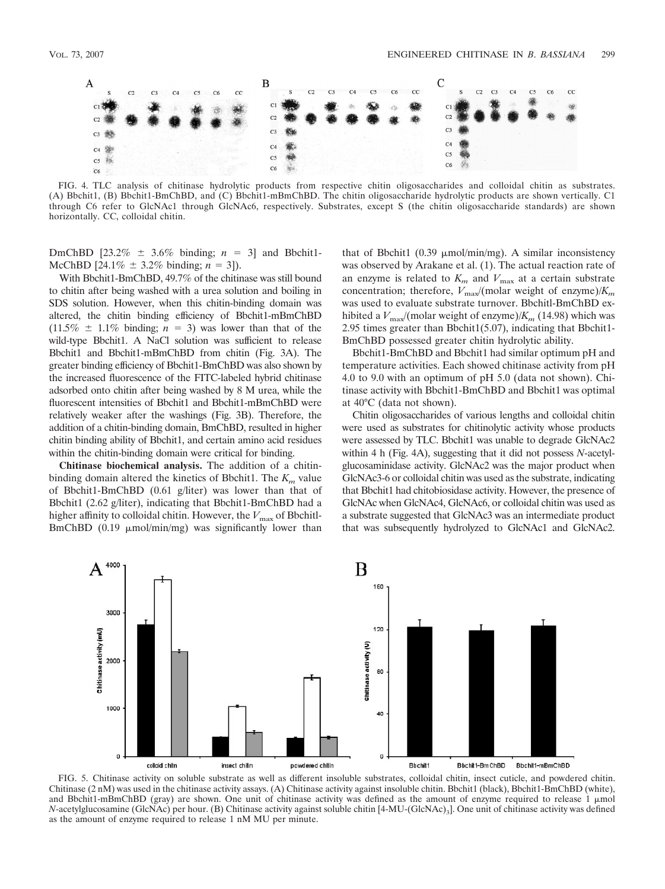FIG. 4. TLC analysis of chitinase hydrolytic products from respective chitin oligosaccharides and colloidal chitin as substrates. (A) Bbchit1, (B) Bbchit1-BmChBD, and (C) Bbchit1-mBmChBD. The chitin oligosaccharide hydrolytic products are shown vertically. C1 through C6 refer to GlcNAc1 through GlcNAc6, respectively. Substrates, except S (the chitin oligosaccharide standards) are shown horizontally. CC, colloidal chitin.

DmChBD [23.2% ± 3.6% binding; $n = 3$] and Bbchit1-McChBD [24.1% ± 3.2% binding; $n = 3$]).

With Bbchit1-BmChBD, 49.7% of the chitinase was still bound to chitin after being washed with a urea solution and boiling in SDS solution. However, when this chitin-binding domain was altered, the chitin binding efficiency of Bbchit1-mBmChBD (11.5% ± 1.1% binding; $n = 3$) was lower than that of the wild-type Bbchit1. A NaCl solution was sufficient to release Bbchit1 and Bbchit1-mBmChBD from chitin (Fig. 3A). The greater binding efficiency of Bbchit1-BmChBD was also shown by the increased fluorescence of the FITC-labeled hybrid chitinase adsorbed onto chitin after being washed by 8 M urea, while the fluorescent intensities of Bbchit1 and Bbchit1-mBmChBD were relatively weaker after the washings (Fig. 3B). Therefore, the addition of a chitin-binding domain, BmChBD, resulted in higher chitin binding ability of Bbchit1, and certain amino acid residues within the chitin-binding domain were critical for binding.

**Chitinase biochemical analysis.** The addition of a chitin-binding domain altered the kinetics of Bbchit1. The $K_m$ value of Bbchit1-BmChBD (0.61 g/liter) was lower than that of Bbchit1 (2.62 g/liter), indicating that Bbchit1-BmChBD had a higher affinity to colloidal chitin. However, the $V_{max}$ of Bbchitl-BmChBD (0.19 μmol/min/mg) was significantly lower than that of Bbchit1 (0.39 μmol/min/mg). A similar inconsistency was observed by Arakane et al. (1). The actual reaction rate of an enzyme is related to $K_m$ and $V_{max}$ at a certain substrate concentration; therefore, $V_{max}$/(molar weight of enzyme)/$K_m$ was used to evaluate substrate turnover. Bbchitl-BmChBD exhibited a $V_{max}$/(molar weight of enzyme)/$K_m$ (14.98) which was 2.95 times greater than Bbchit1(5.07), indicating that Bbchit1-BmChBD possessed greater chitin hydrolytic ability.

Bbchit1-BmChBD and Bbchit1 had similar optimum pH and temperature activities. Each showed chitinase activity from pH 4.0 to 9.0 with an optimum of pH 5.0 (data not shown). Chitinase activity with Bbchit1-BmChBD and Bbchit1 was optimal at 40°C (data not shown).

Chitin oligosaccharides of various lengths and colloidal chitin were used as substrates for chitinolytic activity whose products were assessed by TLC. Bbchit1 was unable to degrade GlcNAc2 within 4 h (Fig. 4A), suggesting that it did not possess *N*-acetylglucosaminidase activity. GlcNAc2 was the major product when GlcNAc3-6 or colloidal chitin was used as the substrate, indicating that Bbchit1 had chitobiosidase activity. However, the presence of GlcNAc when GlcNAc4, GlcNAc6, or colloidal chitin was used as a substrate suggested that GlcNAc3 was an intermediate product that was subsequently hydrolyzed to GlcNAc1 and GlcNAc2.

FIG. 5. Chitinase activity on soluble substrate as well as different insoluble substrates, colloidal chitin, insect cuticle, and powdered chitin. Chitinase (2 nM) was used in the chitinase activity assays. (A) Chitinase activity against insoluble chitin. Bbchit1 (black), Bbchit1-BmChBD (white), and Bbchit1-mBmChBD (gray) are shown. One unit of chitinase activity was defined as the amount of enzyme required to release 1 μmol *N*-acetylglucosamine (GlcNAc) per hour. (B) Chitinase activity against soluble chitin [4-MU-(GlcNAc)$_3$]. One unit of chitinase activity was defined as the amount of enzyme required to release 1 nM MU per minute.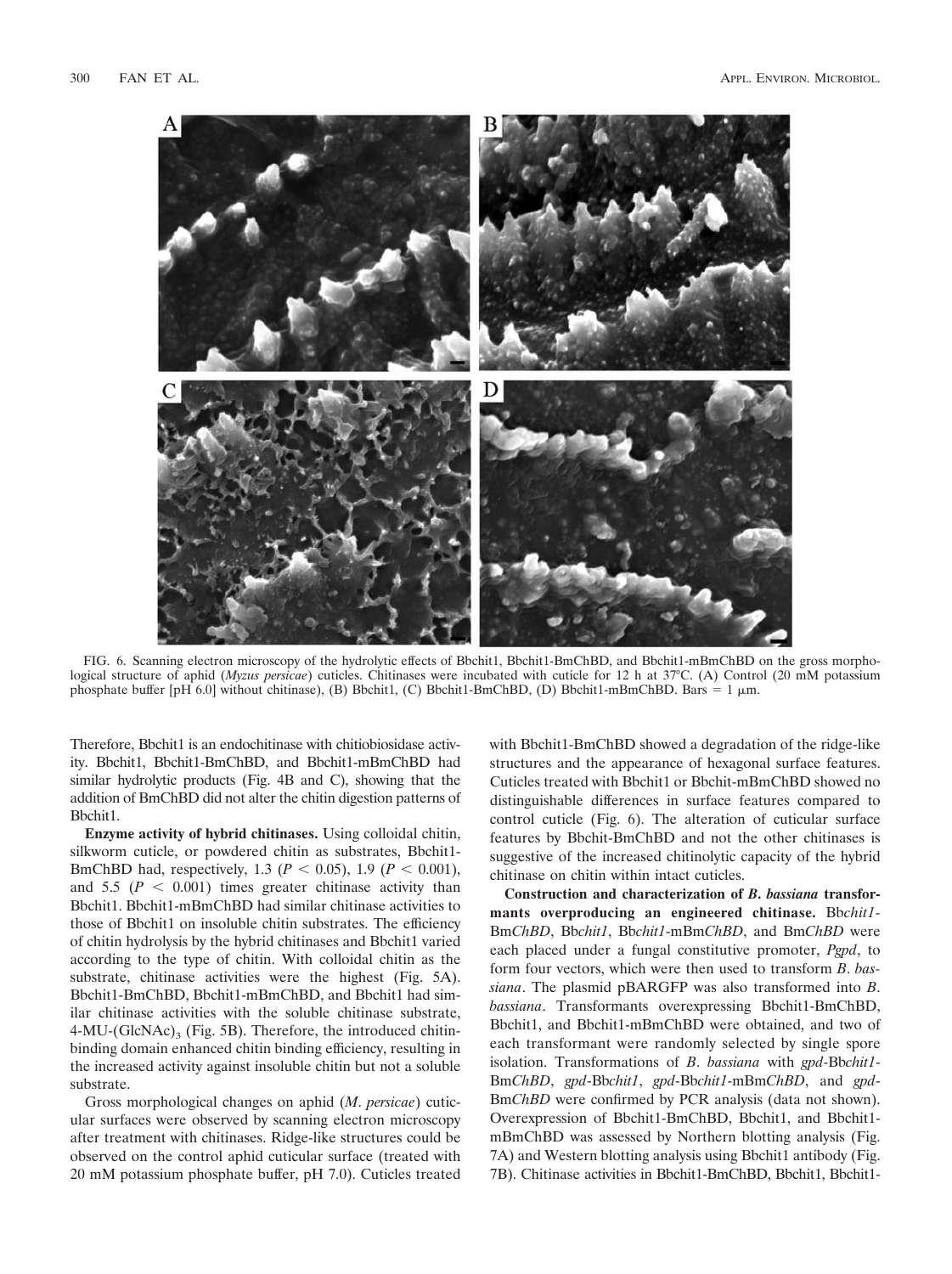FIG. 6. Scanning electron microscopy of the hydrolytic effects of Bbchit1, Bbchit1-BmChBD, and Bbchit1-mBmChBD on the gross morphological structure of aphid (*Myzus persicae*) cuticles. Chitinases were incubated with cuticle for 12 h at 37°C. (A) Control (20 mM potassium phosphate buffer [pH 6.0] without chitinase), (B) Bbchit1, (C) Bbchit1-BmChBD, (D) Bbchit1-mBmChBD. Bars = 1 μm.

Therefore, Bbchit1 is an endochitinase with chitiobiosidase activity. Bbchit1, Bbchit1-BmChBD, and Bbchit1-mBmChBD had similar hydrolytic products (Fig. 4B and C), showing that the addition of BmChBD did not alter the chitin digestion patterns of Bbchit1.

**Enzyme activity of hybrid chitinases.** Using colloidal chitin, silkworm cuticle, or powdered chitin as substrates, Bbchit1-BmChBD had, respectively, 1.3 ($P < 0.05$), 1.9 ($P < 0.001$), and 5.5 ($P < 0.001$) times greater chitinase activity than Bbchit1. Bbchit1-mBmChBD had similar chitinase activities to those of Bbchit1 on insoluble chitin substrates. The efficiency of chitin hydrolysis by the hybrid chitinases and Bbchit1 varied according to the type of chitin. With colloidal chitin as the substrate, chitinase activities were the highest (Fig. 5A). Bbchit1-BmChBD, Bbchit1-mBmChBD, and Bbchit1 had similar chitinase activities with the soluble chitinase substrate, 4-MU-$(GlcNAc)_3$ (Fig. 5B). Therefore, the introduced chitin-binding domain enhanced chitin binding efficiency, resulting in the increased activity against insoluble chitin but not a soluble substrate.

Gross morphological changes on aphid (*M. persicae*) cuticular surfaces were observed by scanning electron microscopy after treatment with chitinases. Ridge-like structures could be observed on the control aphid cuticular surface (treated with 20 mM potassium phosphate buffer, pH 7.0). Cuticles treated with Bbchit1-BmChBD showed a degradation of the ridge-like structures and the appearance of hexagonal surface features. Cuticles treated with Bbchit1 or Bbchit-mBmChBD showed no distinguishable differences in surface features compared to control cuticle (Fig. 6). The alteration of cuticular surface features by Bbchit-BmChBD and not the other chitinases is suggestive of the increased chitinolytic capacity of the hybrid chitinase on chitin within intact cuticles.

**Construction and characterization of *B. bassiana* transformants overproducing an engineered chitinase.** Bb*chit1*-Bm*ChBD*, Bb*chit1*, Bb*chit1*-mBm*ChBD*, and Bm*ChBD* were each placed under a fungal constitutive promoter, *Pgpd*, to form four vectors, which were then used to transform *B. bassiana*. The plasmid pBARGFP was also transformed into *B. bassiana*. Transformants overexpressing Bbchit1-BmChBD, Bbchit1, and Bbchit1-mBmChBD were obtained, and two of each transformant were randomly selected by single spore isolation. Transformations of *B. bassiana* with *gpd*-Bb*chit1*-Bm*ChBD*, *gpd*-Bb*chit1*, *gpd*-Bb*chit1*-mBm*ChBD*, and *gpd*-Bm*ChBD* were confirmed by PCR analysis (data not shown). Overexpression of Bbchit1-BmChBD, Bbchit1, and Bbchit1-mBmChBD was assessed by Northern blotting analysis (Fig. 7A) and Western blotting analysis using Bbchit1 antibody (Fig. 7B). Chitinase activities in Bbchit1-BmChBD, Bbchit1, Bbchit1-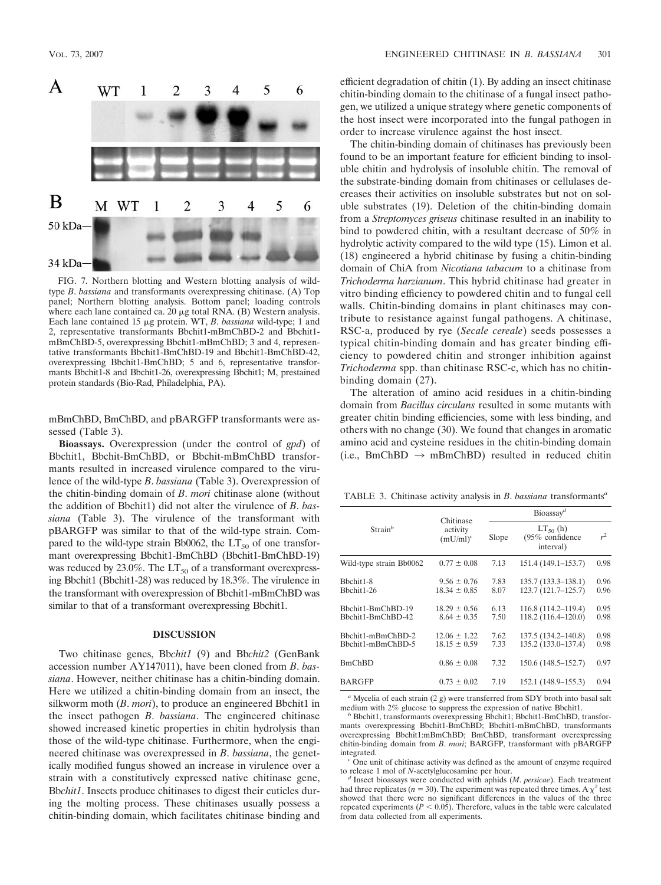FIG. 7. Northern blotting and Western blotting analysis of wild-type *B. bassiana* and transformants overexpressing chitinase. (A) Top panel; Northern blotting analysis. Bottom panel; loading controls where each lane contained ca. 20 μg total RNA. (B) Western analysis. Each lane contained 15 μg protein. WT, *B. bassiana* wild-type; 1 and 2, representative transformants Bbchit1-mBmChBD-2 and Bbchit1-mBmChBD-5, overexpressing Bbchit1-mBmChBD; 3 and 4, representative transformants Bbchit1-BmChBD-19 and Bbchit1-BmChBD-42, overexpressing Bbchit1-BmChBD; 5 and 6, representative transformants Bbchit1-8 and Bbchit1-26, overexpressing Bbchit1; M, prestained protein standards (Bio-Rad, Philadelphia, PA).

mBmChBD, BmChBD, and pBARGFP transformants were assessed (Table 3).

**Bioassays.** Overexpression (under the control of *gpd*) of Bbchit1, Bbchit-BmChBD, or Bbchit-mBmChBD transformants resulted in increased virulence compared to the virulence of the wild-type *B. bassiana* (Table 3). Overexpression of the chitin-binding domain of *B. mori* chitinase alone (without the addition of Bbchit1) did not alter the virulence of *B. bassiana* (Table 3). The virulence of the transformant with pBARGFP was similar to that of the wild-type strain. Compared to the wild-type strain Bb0062, the $LT_{50}$ of one transformant overexpressing Bbchit1-BmChBD (Bbchit1-BmChBD-19) was reduced by 23.0%. The $LT_{50}$ of a transformant overexpressing Bbchit1 (Bbchit1-28) was reduced by 18.3%. The virulence in the transformant with overexpression of Bbchit1-mBmChBD was similar to that of a transformant overexpressing Bbchit1.

## DISCUSSION

Two chitinase genes, Bb*chit1* (9) and Bb*chit2* (GenBank accession number AY147011), have been cloned from *B. bassiana*. However, neither chitinase has a chitin-binding domain. Here we utilized a chitin-binding domain from an insect, the silkworm moth (*B. mori*), to produce an engineered Bbchit1 in the insect pathogen *B. bassiana*. The engineered chitinase showed increased kinetic properties in chitin hydrolysis than those of the wild-type chitinase. Furthermore, when the engineered chitinase was overexpressed in *B. bassiana*, the genetically modified fungus showed an increase in virulence over a strain with a constitutively expressed native chitinase gene, Bb*chit1*. Insects produce chitinases to digest their cuticles during the molting process. These chitinases usually possess a chitin-binding domain, which facilitates chitinase binding and efficient degradation of chitin (1). By adding an insect chitinase chitin-binding domain to the chitinase of a fungal insect pathogen, we utilized a unique strategy where genetic components of the host insect were incorporated into the fungal pathogen in order to increase virulence against the host insect.

The chitin-binding domain of chitinases has previously been found to be an important feature for efficient binding to insoluble chitin and hydrolysis of insoluble chitin. The removal of the substrate-binding domain from chitinases or cellulases decreases their activities on insoluble substrates but not on soluble substrates (19). Deletion of the chitin-binding domain from a *Streptomyces griseus* chitinase resulted in an inability to bind to powdered chitin, with a resultant decrease of 50% in hydrolytic activity compared to the wild type (15). Limon et al. (18) engineered a hybrid chitinase by fusing a chitin-binding domain of ChiA from *Nicotiana tabacum* to a chitinase from *Trichoderma harzianum*. This hybrid chitinase had greater in vitro binding efficiency to powdered chitin and to fungal cell walls. Chitin-binding domains in plant chitinases may contribute to resistance against fungal pathogens. A chitinase, RSC-a, produced by rye (*Secale cereale*) seeds possesses a typical chitin-binding domain and has greater binding efficiency to powdered chitin and stronger inhibition against *Trichoderma* spp. than chitinase RSC-c, which has no chitin-binding domain (27).

The alteration of amino acid residues in a chitin-binding domain from *Bacillus circulans* resulted in some mutants with greater chitin binding efficiencies, some with less binding, and others with no change (30). We found that changes in aromatic amino acid and cysteine residues in the chitin-binding domain (i.e., BmChBD → mBmChBD) resulted in reduced chitin

TABLE 3. Chitinase activity analysis in *B. bassiana* transformants[a]

| Strain[b] | Chitinase activity (mU/ml)[c] | Bioassay[d] | | |
|---|---|---|---|---|
| | | Slope | $LT_{50}$ (h) (95% confidence interval) | $r^2$ |
| Wild-type strain Bb0062 | 0.77 ± 0.08 | 7.13 | 151.4 (149.1–153.7) | 0.98 |
| Bbchit1-8 | 9.56 ± 0.76 | 7.83 | 135.7 (133.3–138.1) | 0.96 |
| Bbchit1-26 | 18.34 ± 0.85 | 8.07 | 123.7 (121.7–125.7) | 0.96 |
| Bbchit1-BmChBD-19 | 18.29 ± 0.56 | 6.13 | 116.8 (114.2–119.4) | 0.95 |
| Bbchit1-BmChBD-42 | 8.64 ± 0.35 | 7.50 | 118.2 (116.4–120.0) | 0.98 |
| Bbchit1-mBmChBD-2 | 12.06 ± 1.22 | 7.62 | 137.5 (134.2–140.8) | 0.98 |
| Bbchit1-mBmChBD-5 | 18.15 ± 0.59 | 7.33 | 135.2 (133.0–137.4) | 0.98 |
| BmChBD | 0.86 ± 0.08 | 7.32 | 150.6 (148.5–152.7) | 0.97 |
| BARGFP | 0.73 ± 0.02 | 7.19 | 152.1 (148.9–155.3) | 0.94 |

[a] Mycelia of each strain (2 g) were transferred from SDY broth into basal salt medium with 2% glucose to suppress the expression of native Bbchit1.

[b] Bbchit1, transformants overexpressing Bbchit1; Bbchit1-BmChBD, transformants overexpressing Bbchit1-BmChBD; Bbchit1-mBmChBD, transformants overexpressing Bbchit1:mBmChBD; BmChBD, transformant overexpressing chitin-binding domain from *B. mori*; BARGFP, transformant with pBARGFP integrated.

[c] One unit of chitinase activity was defined as the amount of enzyme required to release 1 mol of *N*-acetylglucosamine per hour.

[d] Insect bioassays were conducted with aphids (*M. persicae*). Each treatment had three replicates ($n = 30$). The experiment was repeated three times. A $\chi^2$ test showed that there were no significant differences in the values of the three repeated experiments ($P < 0.05$). Therefore, values in the table were calculated from data collected from all experiments.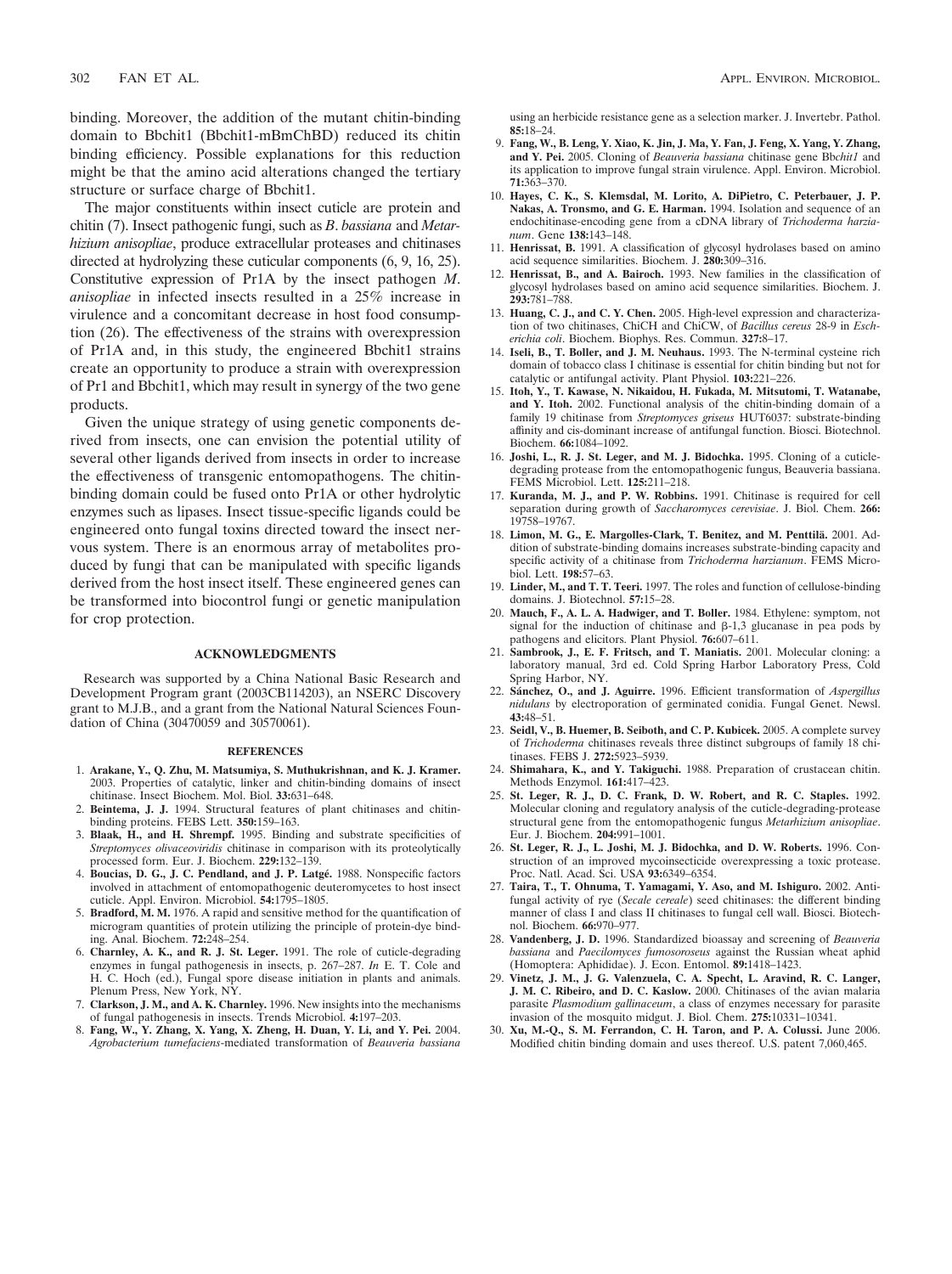binding. Moreover, the addition of the mutant chitin-binding domain to Bbchit1 (Bbchit1-mBmChBD) reduced its chitin binding efficiency. Possible explanations for this reduction might be that the amino acid alterations changed the tertiary structure or surface charge of Bbchit1.

The major constituents within insect cuticle are protein and chitin (7). Insect pathogenic fungi, such as *B. bassiana* and *Metarhizium anisopliae*, produce extracellular proteases and chitinases directed at hydrolyzing these cuticular components (6, 9, 16, 25). Constitutive expression of Pr1A by the insect pathogen *M. anisopliae* in infected insects resulted in a 25% increase in virulence and a concomitant decrease in host food consumption (26). The effectiveness of the strains with overexpression of Pr1A and, in this study, the engineered Bbchit1 strains create an opportunity to produce a strain with overexpression of Pr1 and Bbchit1, which may result in synergy of the two gene products.

Given the unique strategy of using genetic components derived from insects, one can envision the potential utility of several other ligands derived from insects in order to increase the effectiveness of transgenic entomopathogens. The chitin-binding domain could be fused onto Pr1A or other hydrolytic enzymes such as lipases. Insect tissue-specific ligands could be engineered onto fungal toxins directed toward the insect nervous system. There is an enormous array of metabolites produced by fungi that can be manipulated with specific ligands derived from the host insect itself. These engineered genes can be transformed into biocontrol fungi or genetic manipulation for crop protection.

## ACKNOWLEDGMENTS

Research was supported by a China National Basic Research and Development Program grant (2003CB114203), an NSERC Discovery grant to M.J.B., and a grant from the National Natural Sciences Foundation of China (30470059 and 30570061).

## REFERENCES

1. **Arakane, Y., Q. Zhu, M. Matsumiya, S. Muthukrishnan, and K. J. Kramer.** 2003. Properties of catalytic, linker and chitin-binding domains of insect chitinase. Insect Biochem. Mol. Biol. **33:**631–648.
2. **Beintema, J. J.** 1994. Structural features of plant chitinases and chitin-binding proteins. FEBS Lett. **350:**159–163.
3. **Blaak, H., and H. Shrempf.** 1995. Binding and substrate specificities of *Streptomyces olivaceoviridis* chitinase in comparison with its proteolytically processed form. Eur. J. Biochem. **229:**132–139.
4. **Boucias, D. G., J. C. Pendland, and J. P. Latgé.** 1988. Nonspecific factors involved in attachment of entomopathogenic deuteromycetes to host insect cuticle. Appl. Environ. Microbiol. **54:**1795–1805.
5. **Bradford, M. M.** 1976. A rapid and sensitive method for the quantification of microgram quantities of protein utilizing the principle of protein-dye binding. Anal. Biochem. **72:**248–254.
6. **Charnley, A. K., and R. J. St. Leger.** 1991. The role of cuticle-degrading enzymes in fungal pathogenesis in insects, p. 267–287. *In* E. T. Cole and H. C. Hoch (ed.), Fungal spore disease initiation in plants and animals. Plenum Press, New York, NY.
7. **Clarkson, J. M., and A. K. Charnley.** 1996. New insights into the mechanisms of fungal pathogenesis in insects. Trends Microbiol. **4:**197–203.
8. **Fang, W., Y. Zhang, X. Yang, X. Zheng, H. Duan, Y. Li, and Y. Pei.** 2004. *Agrobacterium tumefaciens*-mediated transformation of *Beauveria bassiana* using an herbicide resistance gene as a selection marker. J. Invertebr. Pathol. **85:**18–24.
9. **Fang, W., B. Leng, Y. Xiao, K. Jin, J. Ma, Y. Fan, J. Feng, X. Yang, Y. Zhang, and Y. Pei.** 2005. Cloning of *Beauveria bassiana* chitinase gene Bb*chit1* and its application to improve fungal strain virulence. Appl. Environ. Microbiol. **71:**363–370.
10. **Hayes, C. K., S. Klemsdal, M. Lorito, A. DiPietro, C. Peterbauer, J. P. Nakas, A. Tronsmo, and G. E. Harman.** 1994. Isolation and sequence of an endochitinase-encoding gene from a cDNA library of *Trichoderma harzianum*. Gene **138:**143–148.
11. **Henrissat, B.** 1991. A classification of glycosyl hydrolases based on amino acid sequence similarities. Biochem. J. **280:**309–316.
12. **Henrissat, B., and A. Bairoch.** 1993. New families in the classification of glycosyl hydrolases based on amino acid sequence similarities. Biochem. J. **293:**781–788.
13. **Huang, C. J., and C. Y. Chen.** 2005. High-level expression and characterization of two chitinases, ChiCH and ChiCW, of *Bacillus cereus* 28-9 in *Escherichia coli*. Biochem. Biophys. Res. Commun. **327:**8–17.
14. **Iseli, B., T. Boller, and J. M. Neuhaus.** 1993. The N-terminal cysteine rich domain of tobacco class I chitinase is essential for chitin binding but not for catalytic or antifungal activity. Plant Physiol. **103:**221–226.
15. **Itoh, Y., T. Kawase, N. Nikaidou, H. Fukada, M. Mitsutomi, T. Watanabe, and Y. Itoh.** 2002. Functional analysis of the chitin-binding domain of a family 19 chitinase from *Streptomyces griseus* HUT6037: substrate-binding affinity and cis-dominant increase of antifungal function. Biosci. Biotechnol. Biochem. **66:**1084–1092.
16. **Joshi, L., R. J. St. Leger, and M. J. Bidochka.** 1995. Cloning of a cuticle-degrading protease from the entomopathogenic fungus, Beauveria bassiana. FEMS Microbiol. Lett. **125:**211–218.
17. **Kuranda, M. J., and P. W. Robbins.** 1991. Chitinase is required for cell separation during growth of *Saccharomyces cerevisiae*. J. Biol. Chem. **266:** 19758–19767.
18. **Limon, M. G., E. Margolles-Clark, T. Benitez, and M. Penttilä.** 2001. Addition of substrate-binding domains increases substrate-binding capacity and specific activity of a chitinase from *Trichoderma harzianum*. FEMS Microbiol. Lett. **198:**57–63.
19. **Linder, M., and T. T. Teeri.** 1997. The roles and function of cellulose-binding domains. J. Biotechnol. **57:**15–28.
20. **Mauch, F., A. L. A. Hadwiger, and T. Boller.** 1984. Ethylene: symptom, not signal for the induction of chitinase and β-1,3 glucanase in pea pods by pathogens and elicitors. Plant Physiol. **76:**607–611.
21. **Sambrook, J., E. F. Fritsch, and T. Maniatis.** 2001. Molecular cloning: a laboratory manual, 3rd ed. Cold Spring Harbor Laboratory Press, Cold Spring Harbor, NY.
22. **Sánchez, O., and J. Aguirre.** 1996. Efficient transformation of *Aspergillus nidulans* by electroporation of germinated conidia. Fungal Genet. Newsl. **43:**48–51.
23. **Seidl, V., B. Huemer, B. Seiboth, and C. P. Kubicek.** 2005. A complete survey of *Trichoderma* chitinases reveals three distinct subgroups of family 18 chitinases. FEBS J. **272:**5923–5939.
24. **Shimahara, K., and Y. Takiguchi.** 1988. Preparation of crustacean chitin. Methods Enzymol. **161:**417–423.
25. **St. Leger, R. J., D. C. Frank, D. W. Robert, and R. C. Staples.** 1992. Molecular cloning and regulatory analysis of the cuticle-degrading-protease structural gene from the entomopathogenic fungus *Metarhizium anisopliae*. Eur. J. Biochem. **204:**991–1001.
26. **St. Leger, R. J., L. Joshi, M. J. Bidochka, and D. W. Roberts.** 1996. Construction of an improved mycoinsecticide overexpressing a toxic protease. Proc. Natl. Acad. Sci. USA **93:**6349–6354.
27. **Taira, T., T. Ohnuma, T. Yamagami, Y. Aso, and M. Ishiguro.** 2002. Antifungal activity of rye (*Secale cereale*) seed chitinases: the different binding manner of class I and class II chitinases to fungal cell wall. Biosci. Biotechnol. Biochem. **66:**970–977.
28. **Vandenberg, J. D.** 1996. Standardized bioassay and screening of *Beauveria bassiana* and *Paecilomyces fumosoroseus* against the Russian wheat aphid (Homoptera: Aphididae). J. Econ. Entomol. **89:**1418–1423.
29. **Vinetz, J. M., J. G. Valenzuela, C. A. Specht, L. Aravind, R. C. Langer, J. M. C. Ribeiro, and D. C. Kaslow.** 2000. Chitinases of the avian malaria parasite *Plasmodium gallinaceum*, a class of enzymes necessary for parasite invasion of the mosquito midgut. J. Biol. Chem. **275:**10331–10341.
30. **Xu, M.-Q., S. M. Ferrandon, C. H. Taron, and P. A. Colussi.** June 2006. Modified chitin binding domain and uses thereof. U.S. patent 7,060,465.